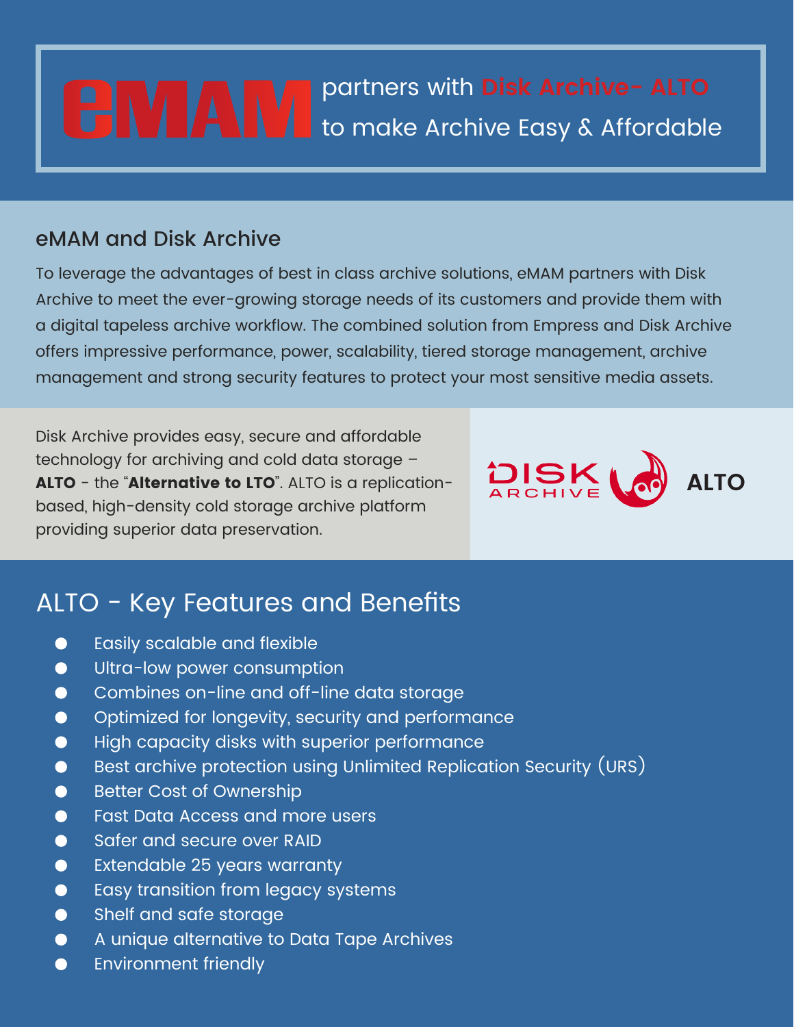# eMAM partners with Disk Archive- ALTO to make Archive Easy & Affordable

## eMAM and Disk Archive

To leverage the advantages of best in class archive solutions, eMAM partners with Disk Archive to meet the ever-growing storage needs of its customers and provide them with a digital tapeless archive workflow. The combined solution from Empress and Disk Archive offers impressive performance, power, scalability, tiered storage management, archive management and strong security features to protect your most sensitive media assets.

Disk Archive provides easy, secure and affordable technology for archiving and cold data storage – **ALTO** - the "**Alternative to LTO**". ALTO is a replication-based, high-density cold storage archive platform providing superior data preservation.

DISK ARCHIVE ALTO

## ALTO - Key Features and Benefits

- Easily scalable and flexible
- Ultra-low power consumption
- Combines on-line and off-line data storage
- Optimized for longevity, security and performance
- High capacity disks with superior performance
- Best archive protection using Unlimited Replication Security (URS)
- Better Cost of Ownership
- Fast Data Access and more users
- Safer and secure over RAID
- Extendable 25 years warranty
- Easy transition from legacy systems
- Shelf and safe storage
- A unique alternative to Data Tape Archives
- Environment friendly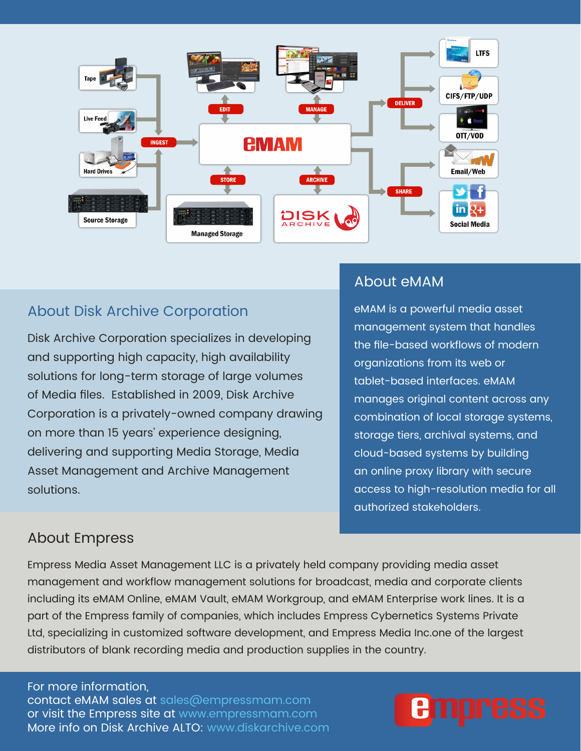Tape

Live Feed

Hard Drives

Source Storage

INGEST

EDIT

MANAGE

eMAM

STORE

ARCHIVE

Managed Storage

DISK ARCHIVE

DELIVER

SHARE

LTFS

CIFS/FTP/UDP

OTT/VOD

Email/Web

Social Media

## About eMAM

eMAM is a powerful media asset management system that handles the file-based workflows of modern organizations from its web or tablet-based interfaces. eMAM manages original content across any combination of local storage systems, storage tiers, archival systems, and cloud-based systems by building an online proxy library with secure access to high-resolution media for all authorized stakeholders.

## About Disk Archive Corporation

Disk Archive Corporation specializes in developing and supporting high capacity, high availability solutions for long-term storage of large volumes of Media files.  Established in 2009, Disk Archive Corporation is a privately-owned company drawing on more than 15 years' experience designing, delivering and supporting Media Storage, Media Asset Management and Archive Management solutions.

## About Empress

Empress Media Asset Management LLC is a privately held company providing media asset management and workflow management solutions for broadcast, media and corporate clients including its eMAM Online, eMAM Vault, eMAM Workgroup, and eMAM Enterprise work lines. It is a part of the Empress family of companies, which includes Empress Cybernetics Systems Private Ltd, specializing in customized software development, and Empress Media Inc.one of the largest distributors of blank recording media and production supplies in the country.

For more information,
contact eMAM sales at sales@empressmam.com
or visit the Empress site at www.empressmam.com
More info on Disk Archive ALTO: www.diskarchive.com

empress